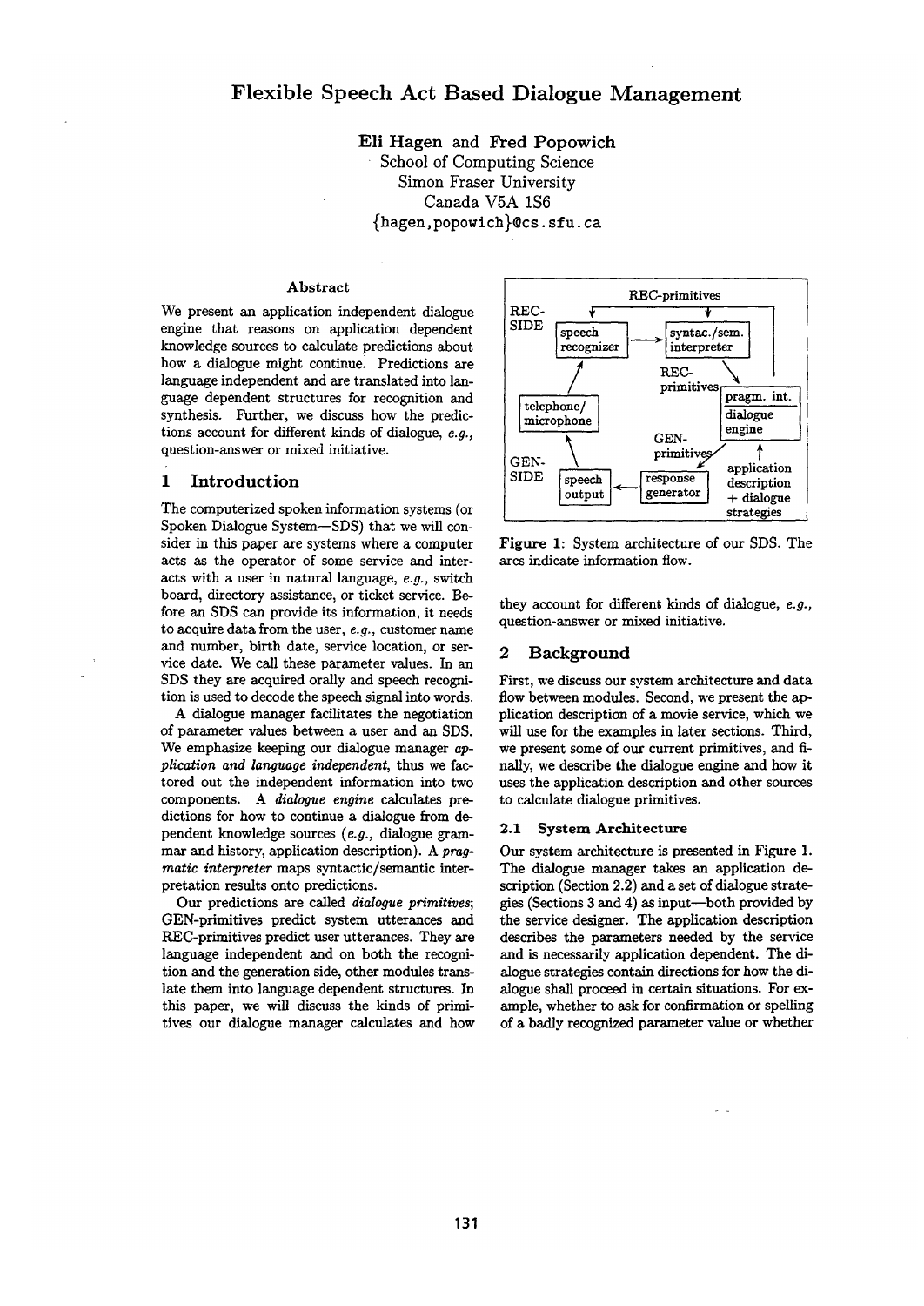# Flexible Speech Act Based Dialogue Management

**Eli Hagen** and **Fred Popowich**
School of Computing Science
Simon Fraser University
Canada V5A 1S6
{hagen,popowich}@cs.sfu.ca

### Abstract

We present an application independent dialogue engine that reasons on application dependent knowledge sources to calculate predictions about how a dialogue might continue. Predictions are language independent and are translated into language dependent structures for recognition and synthesis. Further, we discuss how the predictions account for different kinds of dialogue, *e.g.*, question-answer or mixed initiative.

## 1 Introduction

The computerized spoken information systems (or Spoken Dialogue System—SDS) that we will consider in this paper are systems where a computer acts as the operator of some service and interacts with a user in natural language, *e.g.*, switch board, directory assistance, or ticket service. Before an SDS can provide its information, it needs to acquire data from the user, *e.g.*, customer name and number, birth date, service location, or service date. We call these parameter values. In an SDS they are acquired orally and speech recognition is used to decode the speech signal into words.

A dialogue manager facilitates the negotiation of parameter values between a user and an SDS. We emphasize keeping our dialogue manager *application and language independent*, thus we factored out the independent information into two components. A *dialogue engine* calculates predictions for how to continue a dialogue from dependent knowledge sources (*e.g.*, dialogue grammar and history, application description). A *pragmatic interpreter* maps syntactic/semantic interpretation results onto predictions.

Our predictions are called *dialogue primitives*; GEN-primitives predict system utterances and REC-primitives predict user utterances. They are language independent and on both the recognition and the generation side, other modules translate them into language dependent structures. In this paper, we will discuss the kinds of primitives our dialogue manager calculates and how they account for different kinds of dialogue, *e.g.*, question-answer or mixed initiative.

REC-primitives
REC-SIDE
speech recognizer
syntac./sem. interpreter
REC-primitives
pragm. int.
dialogue engine
telephone/ microphone
GEN-primitives
application description + dialogue strategies
GEN-SIDE
speech output
response generator

**Figure 1:** System architecture of our SDS. The arcs indicate information flow.

## 2 Background

First, we discuss our system architecture and data flow between modules. Second, we present the application description of a movie service, which we will use for the examples in later sections. Third, we present some of our current primitives, and finally, we describe the dialogue engine and how it uses the application description and other sources to calculate dialogue primitives.

### 2.1 System Architecture

Our system architecture is presented in Figure 1. The dialogue manager takes an application description (Section 2.2) and a set of dialogue strategies (Sections 3 and 4) as input—both provided by the service designer. The application description describes the parameters needed by the service and is necessarily application dependent. The dialogue strategies contain directions for how the dialogue shall proceed in certain situations. For example, whether to ask for confirmation or spelling of a badly recognized parameter value or whether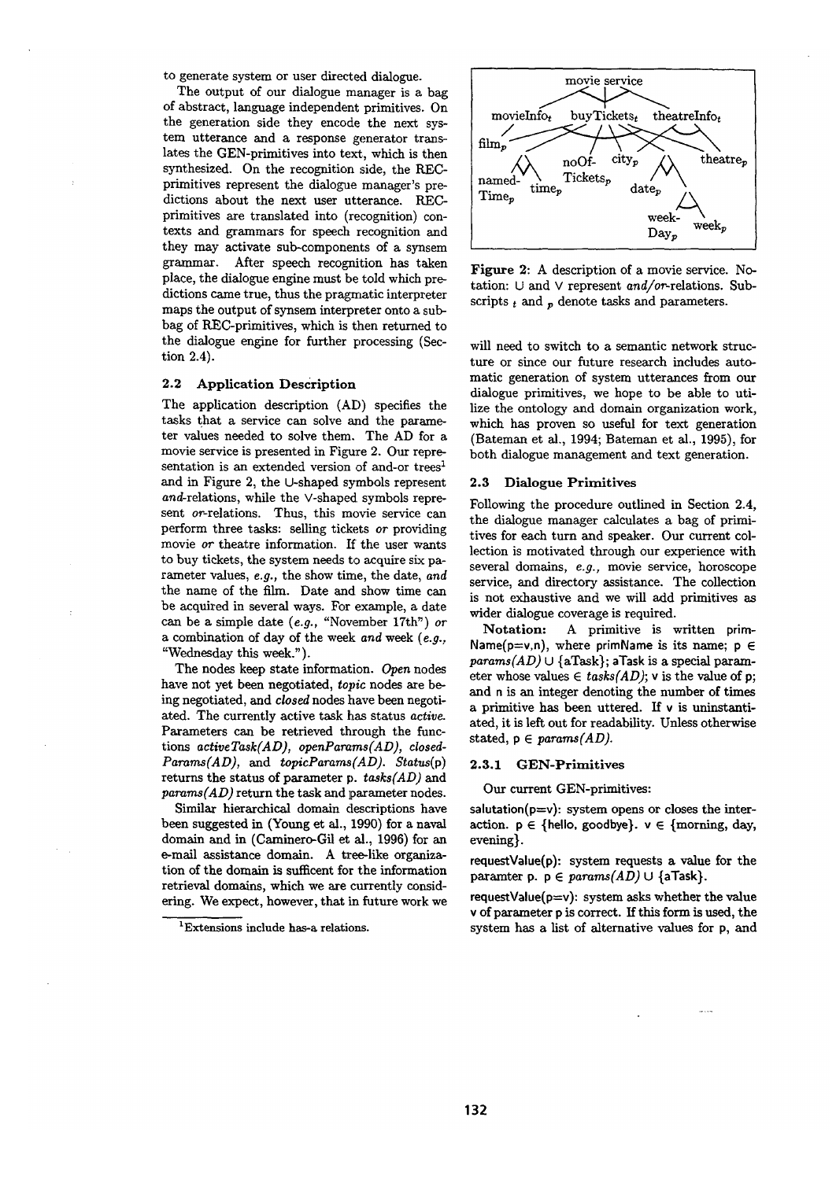to generate system or user directed dialogue.

The output of our dialogue manager is a bag of abstract, language independent primitives. On the generation side they encode the next system utterance and a response generator translates the GEN-primitives into text, which is then synthesized. On the recognition side, the REC-primitives represent the dialogue manager's predictions about the next user utterance. REC-primitives are translated into (recognition) contexts and grammars for speech recognition and they may activate sub-components of a synsem grammar. After speech recognition has taken place, the dialogue engine must be told which predictions came true, thus the pragmatic interpreter maps the output of synsem interpreter onto a subbag of REC-primitives, which is then returned to the dialogue engine for further processing (Section 2.4).

### 2.2 Application Description

The application description (AD) specifies the tasks that a service can solve and the parameter values needed to solve them. The AD for a movie service is presented in Figure 2. Our representation is an extended version of and-or trees[1] and in Figure 2, the ∪-shaped symbols represent *and*-relations, while the ∨-shaped symbols represent *or*-relations. Thus, this movie service can perform three tasks: selling tickets *or* providing movie *or* theatre information. If the user wants to buy tickets, the system needs to acquire six parameter values, *e.g.*, the show time, the date, *and* the name of the film. Date and show time can be acquired in several ways. For example, a date can be a simple date (*e.g.*, "November 17th") *or* a combination of day of the week *and* week (*e.g.*, "Wednesday this week.").

The nodes keep state information. *Open* nodes have not yet been negotiated, *topic* nodes are being negotiated, and *closed* nodes have been negotiated. The currently active task has status *active*. Parameters can be retrieved through the functions *activeTask(AD)*, *openParams(AD)*, *closedParams(AD)*, and *topicParams(AD)*. *Status*(p) returns the status of parameter p. *tasks(AD)* and *params(AD)* return the task and parameter nodes.

Similar hierarchical domain descriptions have been suggested in (Young et al., 1990) for a naval domain and in (Caminero-Gil et al., 1996) for an e-mail assistance domain. A tree-like organization of the domain is sufficent for the information retrieval domains, which we are currently considering. We expect, however, that in future work we will need to switch to a semantic network structure or since our future research includes automatic generation of system utterances from our dialogue primitives, we hope to be able to utilize the ontology and domain organization work, which has proven so useful for text generation (Bateman et al., 1994; Bateman et al., 1995), for both dialogue management and text generation.

[1] Extensions include has-a relations.

movie service — movieInfo$_t$, buyTickets$_t$, theatreInfo$_t$ — film$_p$, namedTime$_p$, time$_p$, noOfTickets$_p$, city$_p$, date$_p$, theatre$_p$, weekDay$_p$, week$_p$

**Figure 2**: A description of a movie service. Notation: ∪ and ∨ represent *and/or*-relations. Subscripts $_t$ and $_p$ denote tasks and parameters.

### 2.3 Dialogue Primitives

Following the procedure outlined in Section 2.4, the dialogue manager calculates a bag of primitives for each turn and speaker. Our current collection is motivated through our experience with several domains, *e.g.*, movie service, horoscope service, and directory assistance. The collection is not exhaustive and we will add primitives as wider dialogue coverage is required.

**Notation:** A primitive is written primName(p=v,n), where primName is its name; p ∈ *params(AD)* ∪ {aTask}; aTask is a special parameter whose values ∈ *tasks(AD)*; v is the value of p; and n is an integer denoting the number of times a primitive has been uttered. If v is uninstantiated, it is left out for readability. Unless otherwise stated, p ∈ *params(AD)*.

#### 2.3.1 GEN-Primitives

Our current GEN-primitives:

salutation(p=v): system opens or closes the interaction. p ∈ {hello, goodbye}. v ∈ {morning, day, evening}.

requestValue(p): system requests a value for the paramter p. p ∈ *params(AD)* ∪ {aTask}.

requestValue(p=v): system asks whether the value v of parameter p is correct. If this form is used, the system has a list of alternative values for p, and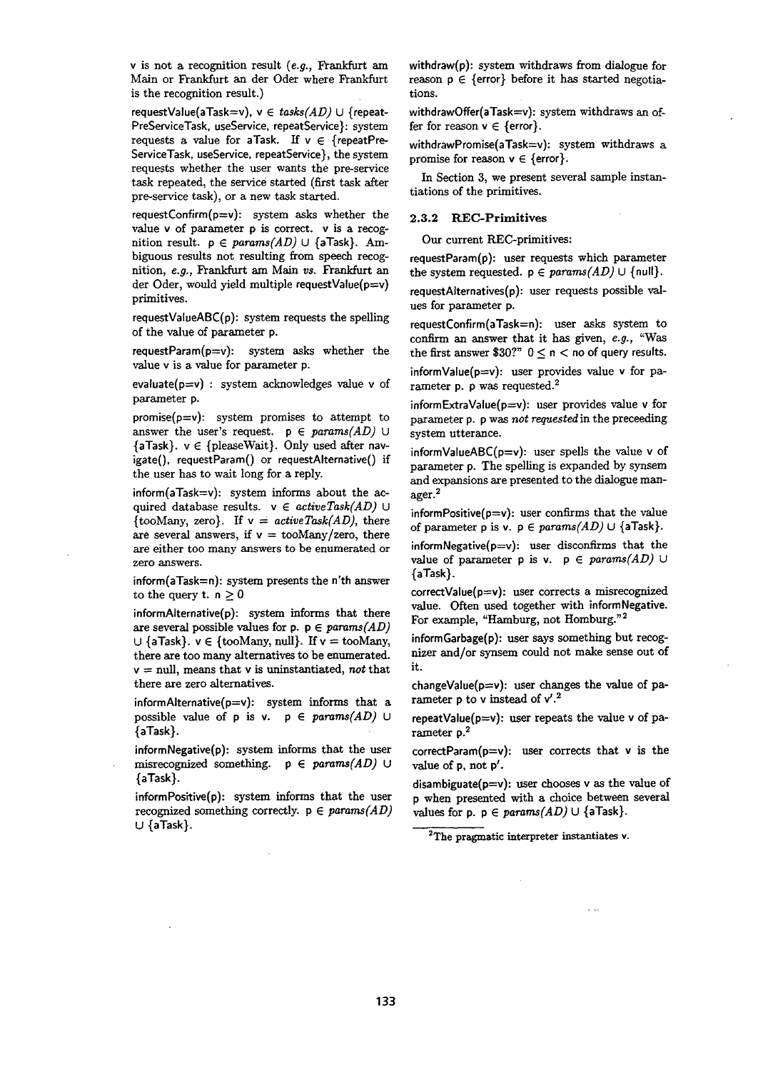v is not a recognition result (*e.g.,* Frankfurt am Main or Frankfurt an der Oder where Frankfurt is the recognition result.)

requestValue(aTask=v), v ∈ *tasks(AD)* ∪ {repeatPreServiceTask, useService, repeatService}: system requests a value for aTask. If v ∈ {repeatPreServiceTask, useService, repeatService}, the system requests whether the user wants the pre-service task repeated, the service started (first task after pre-service task), or a new task started.

requestConfirm(p=v): system asks whether the value v of parameter p is correct. v is a recognition result. p ∈ *params(AD)* ∪ {aTask}. Ambiguous results not resulting from speech recognition, *e.g.,* Frankfurt am Main *vs.* Frankfurt an der Oder, would yield multiple requestValue(p=v) primitives.

requestValueABC(p): system requests the spelling of the value of parameter p.

requestParam(p=v): system asks whether the value v is a value for parameter p.

evaluate(p=v) : system acknowledges value v of parameter p.

promise(p=v): system promises to attempt to answer the user's request. p ∈ *params(AD)* ∪ {aTask}. v ∈ {pleaseWait}. Only used after navigate(), requestParam() or requestAlternative() if the user has to wait long for a reply.

inform(aTask=v): system informs about the acquired database results. v ∈ *activeTask(AD)* ∪ {tooMany, zero}. If v = *activeTask(AD)*, there are several answers, if v = tooMany/zero, there are either too many answers to be enumerated or zero answers.

inform(aTask=n): system presents the n'th answer to the query t. $n \geq 0$

informAlternative(p): system informs that there are several possible values for p. p ∈ *params(AD)* ∪ {aTask}. v ∈ {tooMany, null}. If v = tooMany, there are too many alternatives to be enumerated. v = null, means that v is uninstantiated, *not* that there are zero alternatives.

informAlternative(p=v): system informs that a possible value of p is v. p ∈ *params(AD)* ∪ {aTask}.

informNegative(p): system informs that the user misrecognized something. p ∈ *params(AD)* ∪ {aTask}.

informPositive(p): system informs that the user recognized something correctly. p ∈ *params(AD)* ∪ {aTask}.

withdraw(p): system withdraws from dialogue for reason p ∈ {error} before it has started negotiations.

withdrawOffer(aTask=v): system withdraws an offer for reason v ∈ {error}.

withdrawPromise(aTask=v): system withdraws a promise for reason v ∈ {error}.

In Section 3, we present several sample instantiations of the primitives.

### 2.3.2 REC-Primitives

Our current REC-primitives:

requestParam(p): user requests which parameter the system requested. p ∈ *params(AD)* ∪ {null}.

requestAlternatives(p): user requests possible values for parameter p.

requestConfirm(aTask=n): user asks system to confirm an answer that it has given, *e.g.,* "Was the first answer $30?" $0 \leq n <$ no of query results.

informValue(p=v): user provides value v for parameter p. p was requested.[2]

informExtraValue(p=v): user provides value v for parameter p. p was *not requested* in the preceeding system utterance.

informValueABC(p=v): user spells the value v of parameter p. The spelling is expanded by synsem and expansions are presented to the dialogue manager.[2]

informPositive(p=v): user confirms that the value of parameter p is v. p ∈ *params(AD)* ∪ {aTask}.

informNegative(p=v): user disconfirms that the value of parameter p is v. p ∈ *params(AD)* ∪ {aTask}.

correctValue(p=v): user corrects a misrecognized value. Often used together with informNegative. For example, "Hamburg, not Homburg."[2]

informGarbage(p): user says something but recognizer and/or synsem could not make sense out of it.

changeValue(p=v): user changes the value of parameter p to v instead of v'.[2]

repeatValue(p=v): user repeats the value v of parameter p.[2]

correctParam(p=v): user corrects that v is the value of p, not p'.

disambiguate(p=v): user chooses v as the value of p when presented with a choice between several values for p. p ∈ *params(AD)* ∪ {aTask}.

---

[2] The pragmatic interpreter instantiates v.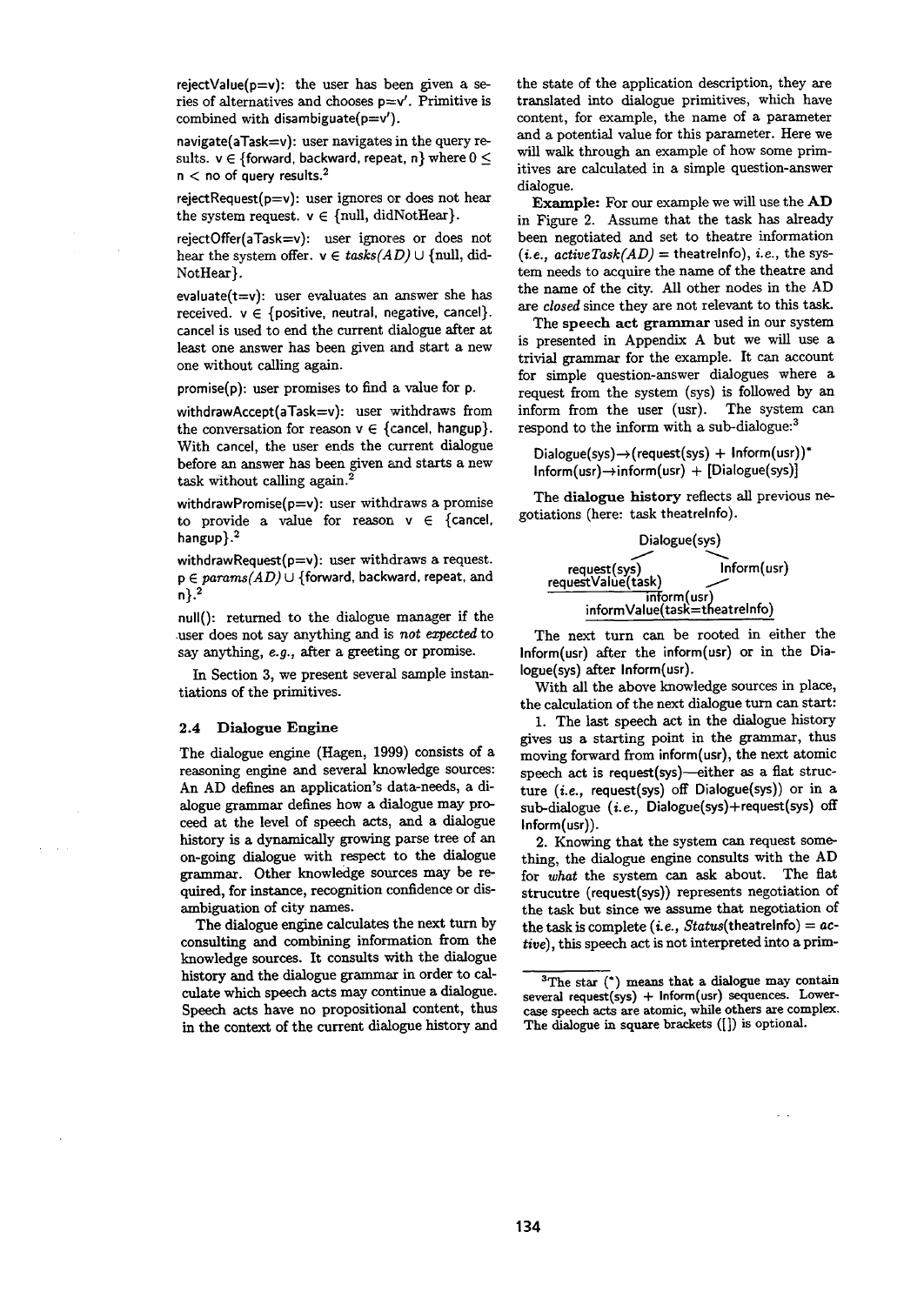rejectValue(p=v): the user has been given a series of alternatives and chooses p=v′. Primitive is combined with disambiguate(p=v′).

navigate(aTask=v): user navigates in the query results. v ∈ {forward, backward, repeat, n} where $0 \leq$ n < no of query results.[2]

rejectRequest(p=v): user ignores or does not hear the system request. v ∈ {null, didNotHear}.

rejectOffer(aTask=v): user ignores or does not hear the system offer. v ∈ *tasks(AD)* ∪ {null, didNotHear}.

evaluate(t=v): user evaluates an answer she has received. v ∈ {positive, neutral, negative, cancel}. cancel is used to end the current dialogue after at least one answer has been given and start a new one without calling again.

promise(p): user promises to find a value for p.

withdrawAccept(aTask=v): user withdraws from the conversation for reason v ∈ {cancel, hangup}. With cancel, the user ends the current dialogue before an answer has been given and starts a new task without calling again.[2]

withdrawPromise(p=v): user withdraws a promise to provide a value for reason v ∈ {cancel, hangup}.[2]

withdrawRequest(p=v): user withdraws a request. p ∈ *params(AD)* ∪ {forward, backward, repeat, and n}.[2]

null(): returned to the dialogue manager if the user does not say anything and is *not expected* to say anything, *e.g.*, after a greeting or promise.

In Section 3, we present several sample instantiations of the primitives.

### 2.4 Dialogue Engine

The dialogue engine (Hagen, 1999) consists of a reasoning engine and several knowledge sources: An AD defines an application's data-needs, a dialogue grammar defines how a dialogue may proceed at the level of speech acts, and a dialogue history is a dynamically growing parse tree of an on-going dialogue with respect to the dialogue grammar. Other knowledge sources may be required, for instance, recognition confidence or disambiguation of city names.

The dialogue engine calculates the next turn by consulting and combining information from the knowledge sources. It consults with the dialogue history and the dialogue grammar in order to calculate which speech acts may continue a dialogue. Speech acts have no propositional content, thus in the context of the current dialogue history and the state of the application description, they are translated into dialogue primitives, which have content, for example, the name of a parameter and a potential value for this parameter. Here we will walk through an example of how some primitives are calculated in a simple question-answer dialogue.

**Example:** For our example we will use the **AD** in Figure 2. Assume that the task has already been negotiated and set to theatre information (*i.e.*, *activeTask(AD)* = theatreInfo), *i.e.*, the system needs to acquire the name of the theatre and the name of the city. All other nodes in the AD are *closed* since they are not relevant to this task.

The **speech act grammar** used in our system is presented in Appendix A but we will use a trivial grammar for the example. It can account for simple question-answer dialogues where a request from the system (sys) is followed by an inform from the user (usr). The system can respond to the inform with a sub-dialogue:[3]

Dialogue(sys)→(request(sys) + Inform(usr))*
Inform(usr)→inform(usr) + [Dialogue(sys)]

The **dialogue history** reflects all previous negotiations (here: task theatreInfo).

```
              Dialogue(sys)
             /             \
     request(sys)          Inform(usr)
  requestValue(task)        /
  ---------------------------------
              inform(usr)
      informValue(task=theatreInfo)
```

The next turn can be rooted in either the Inform(usr) after the inform(usr) or in the Dialogue(sys) after Inform(usr).

With all the above knowledge sources in place, the calculation of the next dialogue turn can start:

1. The last speech act in the dialogue history gives us a starting point in the grammar, thus moving forward from inform(usr), the next atomic speech act is request(sys)—either as a flat structure (*i.e.*, request(sys) off Dialogue(sys)) or in a sub-dialogue (*i.e.*, Dialogue(sys)+request(sys) off Inform(usr)).

2. Knowing that the system can request something, the dialogue engine consults with the AD for *what* the system can ask about. The flat strucutre (request(sys)) represents negotiation of the task but since we assume that negotiation of the task is complete (*i.e.*, *Status*(theatreInfo) = *active*), this speech act is not interpreted into a prim-

[3] The star (*) means that a dialogue may contain several request(sys) + Inform(usr) sequences. Lowercase speech acts are atomic, while others are complex. The dialogue in square brackets ([]) is optional.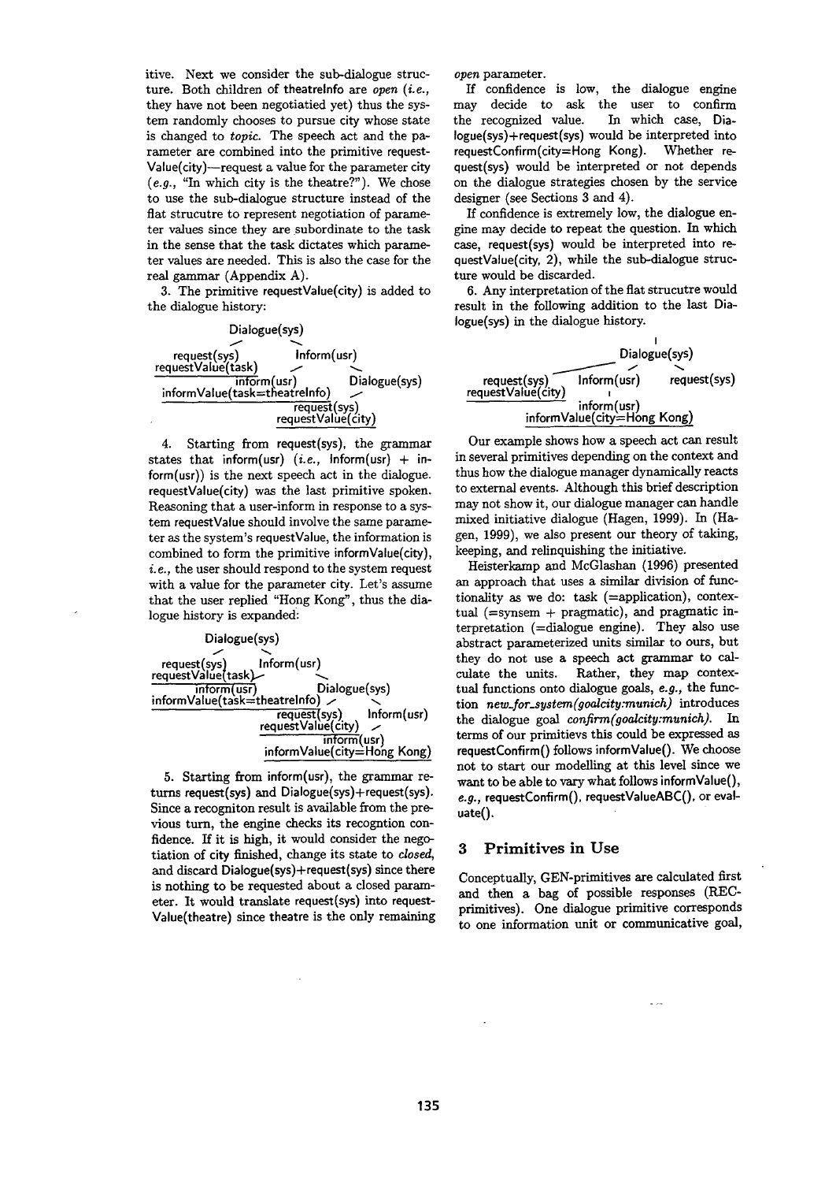itive. Next we consider the sub-dialogue structure. Both children of theatreInfo are *open* (*i.e.,* they have not been negotiatied yet) thus the system randomly chooses to pursue city whose state is changed to *topic*. The speech act and the parameter are combined into the primitive requestValue(city)—request a value for the parameter city (*e.g.,* "In which city is the theatre?"). We chose to use the sub-dialogue structure instead of the flat strucutre to represent negotiation of parameter values since they are subordinate to the task in the sense that the task dictates which parameter values are needed. This is also the case for the real gammar (Appendix A).

3. The primitive requestValue(city) is added to the dialogue history:

```
                 Dialogue(sys)
                /             \
   request(sys)                Inform(usr)
   requestValue(task)         /           \
               inform(usr)                 Dialogue(sys)
   informValue(task=theatreInfo)          /
                           request(sys)
                           requestValue(city)
```

4. Starting from request(sys), the grammar states that inform(usr) (*i.e.,* Inform(usr) + inform(usr)) is the next speech act in the dialogue. requestValue(city) was the last primitive spoken. Reasoning that a user-inform in response to a system requestValue should involve the same parameter as the system's requestValue, the information is combined to form the primitive informValue(city), *i.e.,* the user should respond to the system request with a value for the parameter city. Let's assume that the user replied "Hong Kong", thus the dialogue history is expanded:

```
                 Dialogue(sys)
                /             \
   request(sys)                Inform(usr)
   requestValue(task)         /           \
               inform(usr)                 Dialogue(sys)
   informValue(task=theatreInfo)          /            \
                           request(sys)                 Inform(usr)
                           requestValue(city)          /
                                           inform(usr)
                                           informValue(city=Hong Kong)
```

5. Starting from inform(usr), the grammar returns request(sys) and Dialogue(sys)+request(sys). Since a recogniton result is available from the previous turn, the engine checks its recogntion confidence. If it is high, it would consider the negotiation of city finished, change its state to *closed*, and discard Dialogue(sys)+request(sys) since there is nothing to be requested about a closed parameter. It would translate request(sys) into requestValue(theatre) since theatre is the only remaining *open* parameter.

If confidence is low, the dialogue engine may decide to ask the user to confirm the recognized value. In which case, Dialogue(sys)+request(sys) would be interpreted into requestConfirm(city=Hong Kong). Whether request(sys) would be interpreted or not depends on the dialogue strategies chosen by the service designer (see Sections 3 and 4).

If confidence is extremely low, the dialogue engine may decide to repeat the question. In which case, request(sys) would be interpreted into requestValue(city, 2), while the sub-dialogue structure would be discarded.

6. Any interpretation of the flat strucutre would result in the following addition to the last Dialogue(sys) in the dialogue history.

```
                                   |
                             Dialogue(sys)
                            /      |      \
   request(sys)  ----------    Inform(usr)    request(sys)
   requestValue(city)              |
                               inform(usr)
                       informValue(city=Hong Kong)
```

Our example shows how a speech act can result in several primitives depending on the context and thus how the dialogue manager dynamically reacts to external events. Although this brief description may not show it, our dialogue manager can handle mixed initiative dialogue (Hagen, 1999). In (Hagen, 1999), we also present our theory of taking, keeping, and relinquishing the initiative.

Heisterkamp and McGlashan (1996) presented an approach that uses a similar division of functionality as we do: task (=application), contextual (=synsem + pragmatic), and pragmatic interpretation (=dialogue engine). They also use abstract parameterized units similar to ours, but they do not use a speech act grammar to calculate the units. Rather, they map contextual functions onto dialogue goals, *e.g.,* the function *new_for_system(goalcity:munich)* introduces the dialogue goal *confirm(goalcity:munich)*. In terms of our primitievs this could be expressed as requestConfirm() follows informValue(). We choose not to start our modelling at this level since we want to be able to vary what follows informValue(), *e.g.,* requestConfirm(), requestValueABC(), or evaluate().

## 3 Primitives in Use

Conceptually, GEN-primitives are calculated first and then a bag of possible responses (REC-primitives). One dialogue primitive corresponds to one information unit or communicative goal,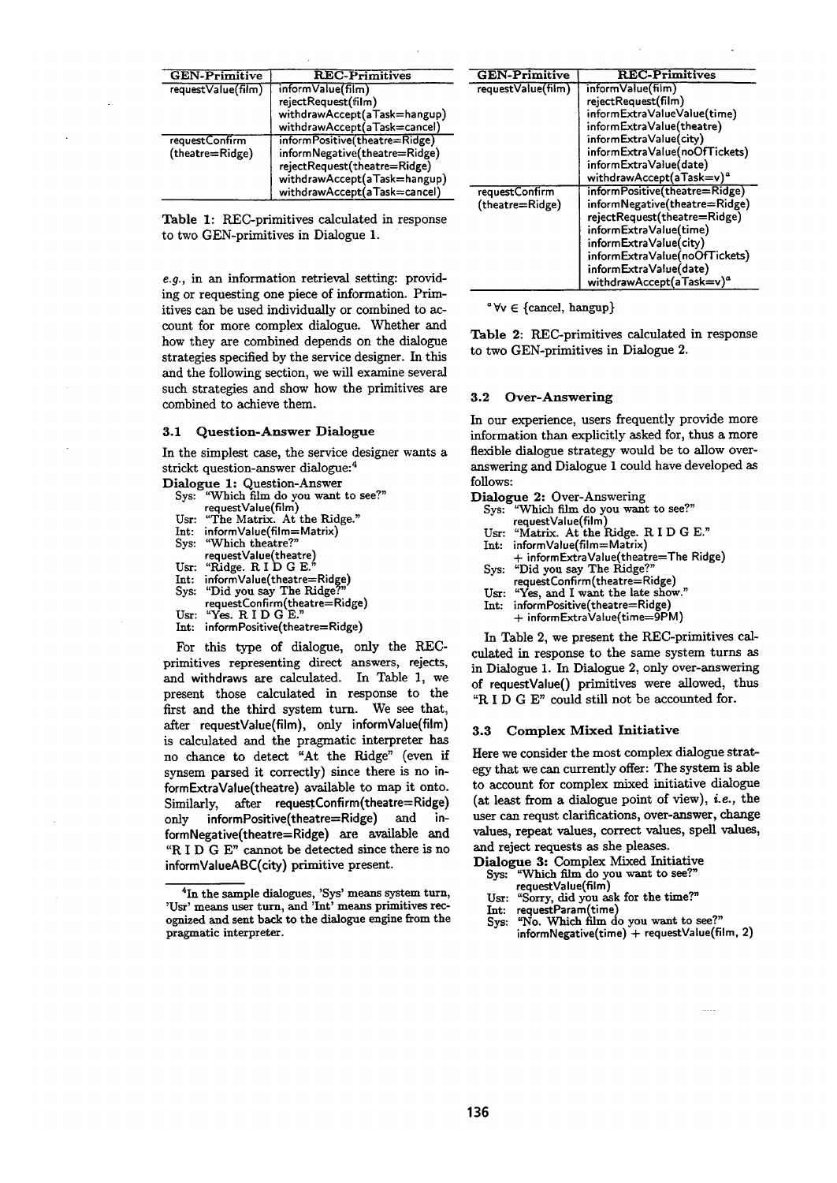| GEN-Primitive | REC-Primitives |
|---|---|
| requestValue(film) | informValue(film) |
| | rejectRequest(film) |
| | withdrawAccept(aTask=hangup) |
| | withdrawAccept(aTask=cancel) |
| requestConfirm (theatre=Ridge) | informPositive(theatre=Ridge) |
| | informNegative(theatre=Ridge) |
| | rejectRequest(theatre=Ridge) |
| | withdrawAccept(aTask=hangup) |
| | withdrawAccept(aTask=cancel) |

**Table 1**: REC-primitives calculated in response to two GEN-primitives in Dialogue 1.

*e.g.*, in an information retrieval setting: providing or requesting one piece of information. Primitives can be used individually or combined to account for more complex dialogue. Whether and how they are combined depends on the dialogue strategies specified by the service designer. In this and the following section, we will examine several such strategies and show how the primitives are combined to achieve them.

### 3.1 Question-Answer Dialogue

In the simplest case, the service designer wants a strickt question-answer dialogue:[4]

**Dialogue 1**: Question-Answer

Sys: "Which film do you want to see?"
requestValue(film)
Usr: "The Matrix. At the Ridge."
Int: informValue(film=Matrix)
Sys: "Which theatre?"
requestValue(theatre)
Usr: "Ridge. R I D G E."
Int: informValue(theatre=Ridge)
Sys: "Did you say The Ridge?"
requestConfirm(theatre=Ridge)
Usr: "Yes. R I D G E."
Int: informPositive(theatre=Ridge)

For this type of dialogue, only the REC-primitives representing direct answers, rejects, and withdraws are calculated. In Table 1, we present those calculated in response to the first and the third system turn. We see that, after requestValue(film), only informValue(film) is calculated and the pragmatic interpreter has no chance to detect "At the Ridge" (even if synsem parsed it correctly) since there is no informExtraValue(theatre) available to map it onto. Similarly, after requestConfirm(theatre=Ridge) only informPositive(theatre=Ridge) and informNegative(theatre=Ridge) are available and "R I D G E" cannot be detected since there is no informValueABC(city) primitive present.

[4] In the sample dialogues, 'Sys' means system turn, 'Usr' means user turn, and 'Int' means primitives recognized and sent back to the dialogue engine from the pragmatic interpreter.

| GEN-Primitive | REC-Primitives |
|---|---|
| requestValue(film) | informValue(film) |
| | rejectRequest(film) |
| | informExtraValueValue(time) |
| | informExtraValue(theatre) |
| | informExtraValue(city) |
| | informExtraValue(noOfTickets) |
| | informExtraValue(date) |
| | withdrawAccept(aTask=v)[a] |
| requestConfirm (theatre=Ridge) | informPositive(theatre=Ridge) |
| | informNegative(theatre=Ridge) |
| | rejectRequest(theatre=Ridge) |
| | informExtraValue(time) |
| | informExtraValue(city) |
| | informExtraValue(noOfTickets) |
| | informExtraValue(date) |
| | withdrawAccept(aTask=v)[a] |

[a] $\forall v \in$ {cancel, hangup}

**Table 2**: REC-primitives calculated in response to two GEN-primitives in Dialogue 2.

### 3.2 Over-Answering

In our experience, users frequently provide more information than explicitly asked for, thus a more flexible dialogue strategy would be to allow over-answering and Dialogue 1 could have developed as follows:

**Dialogue 2**: Over-Answering

Sys: "Which film do you want to see?"
requestValue(film)
Usr: "Matrix. At the Ridge. R I D G E."
Int: informValue(film=Matrix)
+ informExtraValue(theatre=The Ridge)
Sys: "Did you say The Ridge?"
requestConfirm(theatre=Ridge)
Usr: "Yes, and I want the late show."
Int: informPositive(theatre=Ridge)
+ informExtraValue(time=9PM)

In Table 2, we present the REC-primitives calculated in response to the same system turns as in Dialogue 1. In Dialogue 2, only over-answering of requestValue() primitives were allowed, thus "R I D G E" could still not be accounted for.

### 3.3 Complex Mixed Initiative

Here we consider the most complex dialogue strategy that we can currently offer: The system is able to account for complex mixed initiative dialogue (at least from a dialogue point of view), *i.e.*, the user can requst clarifications, over-answer, change values, repeat values, correct values, spell values, and reject requests as she pleases.

**Dialogue 3**: Complex Mixed Initiative

Sys: "Which film do you want to see?"
requestValue(film)
Usr: "Sorry, did you ask for the time?"
Int: requestParam(time)
Sys: "No. Which film do you want to see?"
informNegative(time) + requestValue(film, 2)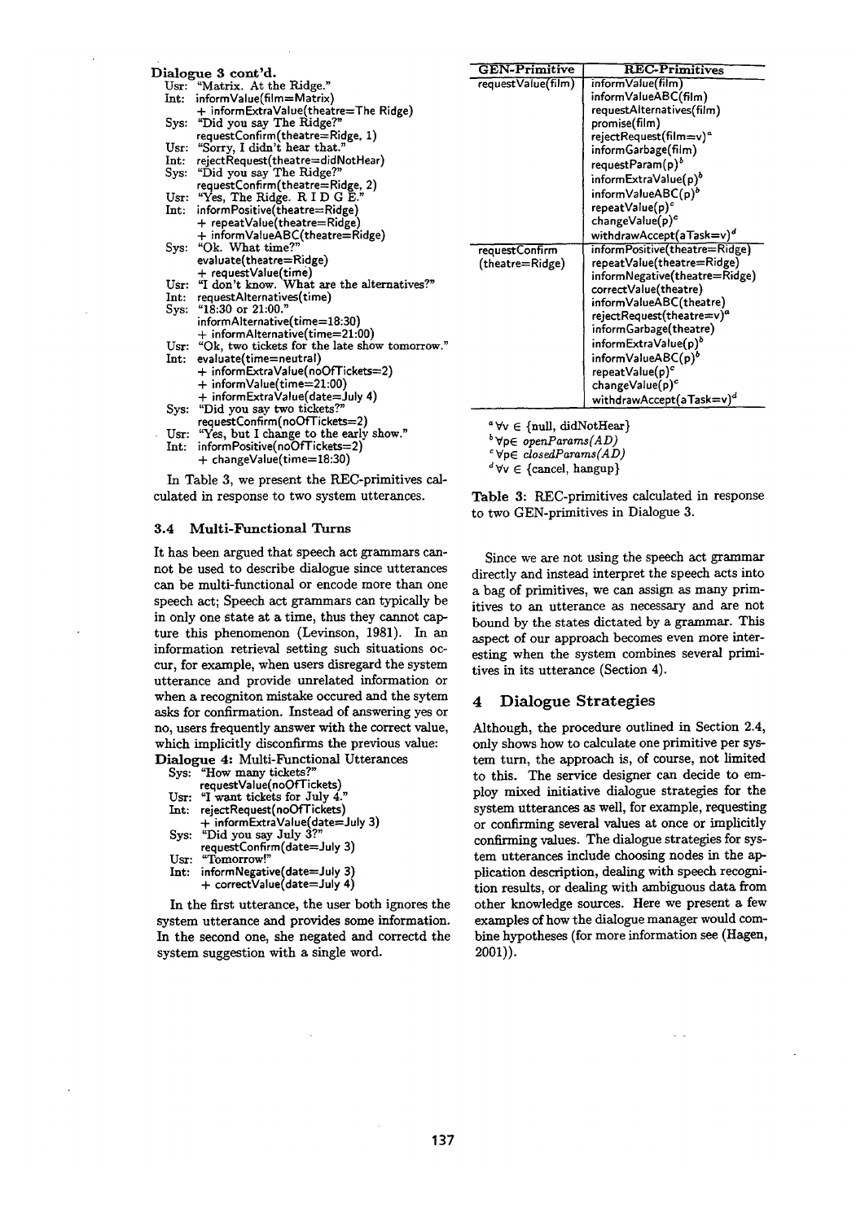**Dialogue 3 cont'd.**

```
Usr: "Matrix. At the Ridge."
Int: informValue(film=Matrix)
     + informExtraValue(theatre=The Ridge)
Sys: "Did you say The Ridge?"
     requestConfirm(theatre=Ridge, 1)
Usr: "Sorry, I didn't hear that."
Int: rejectRequest(theatre=didNotHear)
Sys: "Did you say The Ridge?"
     requestConfirm(theatre=Ridge, 2)
Usr: "Yes, The Ridge. R I D G E."
Int: informPositive(theatre=Ridge)
     + repeatValue(theatre=Ridge)
     + informValueABC(theatre=Ridge)
Sys: "Ok. What time?"
     evaluate(theatre=Ridge)
     + requestValue(time)
Usr: "I don't know. What are the alternatives?"
Int: requestAlternatives(time)
Sys: "18:30 or 21:00."
     informAlternative(time=18:30)
     + informAlternative(time=21:00)
Usr: "Ok, two tickets for the late show tomorrow."
Int: evaluate(time=neutral)
     + informExtraValue(noOfTickets=2)
     + informValue(time=21:00)
     + informExtraValue(date=July 4)
Sys: "Did you say two tickets?"
     requestConfirm(noOfTickets=2)
Usr: "Yes, but I change to the early show."
Int: informPositive(noOfTickets=2)
     + changeValue(time=18:30)
```

In Table 3, we present the REC-primitives calculated in response to two system utterances.

| GEN-Primitive | REC-Primitives |
|---|---|
| requestValue(film) | informValue(film)<br>informValueABC(film)<br>requestAlternatives(film)<br>promise(film)<br>rejectRequest(film=v)[a]<br>informGarbage(film)<br>requestParam(p)[b]<br>informExtraValue(p)[b]<br>informValueABC(p)[b]<br>repeatValue(p)[c]<br>changeValue(p)[c]<br>withdrawAccept(aTask=v)[d] |
| requestConfirm (theatre=Ridge) | informPositive(theatre=Ridge)<br>repeatValue(theatre=Ridge)<br>informNegative(theatre=Ridge)<br>correctValue(theatre)<br>informValueABC(theatre)<br>rejectRequest(theatre=v)[a]<br>informGarbage(theatre)<br>informExtraValue(p)[b]<br>informValueABC(p)[b]<br>repeatValue(p)[c]<br>changeValue(p)[c]<br>withdrawAccept(aTask=v)[d] |

[a] $\forall v \in$ {null, didNotHear}
[b] $\forall p \in$ *openParams(AD)*
[c] $\forall p \in$ *closedParams(AD)*
[d] $\forall v \in$ {cancel, hangup}

**Table 3:** REC-primitives calculated in response to two GEN-primitives in Dialogue 3.

### 3.4 Multi-Functional Turns

It has been argued that speech act grammars cannot be used to describe dialogue since utterances can be multi-functional or encode more than one speech act; Speech act grammars can typically be in only one state at a time, thus they cannot capture this phenomenon (Levinson, 1981). In an information retrieval setting such situations occur, for example, when users disregard the system utterance and provide unrelated information or when a recogniton mistake occured and the sytem asks for confirmation. Instead of answering yes or no, users frequently answer with the correct value, which implicitly disconfirms the previous value:

**Dialogue 4:** Multi-Functional Utterances

```
Sys: "How many tickets?"
     requestValue(noOfTickets)
Usr: "I want tickets for July 4."
Int: rejectRequest(noOfTickets)
     + informExtraValue(date=July 3)
Sys: "Did you say July 3?"
     requestConfirm(date=July 3)
Usr: "Tomorrow!"
Int: informNegative(date=July 3)
     + correctValue(date=July 4)
```

In the first utterance, the user both ignores the system utterance and provides some information. In the second one, she negated and correctd the system suggestion with a single word.

Since we are not using the speech act grammar directly and instead interpret the speech acts into a bag of primitives, we can assign as many primitives to an utterance as necessary and are not bound by the states dictated by a grammar. This aspect of our approach becomes even more interesting when the system combines several primitives in its utterance (Section 4).

## 4 Dialogue Strategies

Although, the procedure outlined in Section 2.4, only shows how to calculate one primitive per system turn, the approach is, of course, not limited to this. The service designer can decide to employ mixed initiative dialogue strategies for the system utterances as well, for example, requesting or confirming several values at once or implicitly confirming values. The dialogue strategies for system utterances include choosing nodes in the application description, dealing with speech recognition results, or dealing with ambiguous data from other knowledge sources. Here we present a few examples of how the dialogue manager would combine hypotheses (for more information see (Hagen, 2001)).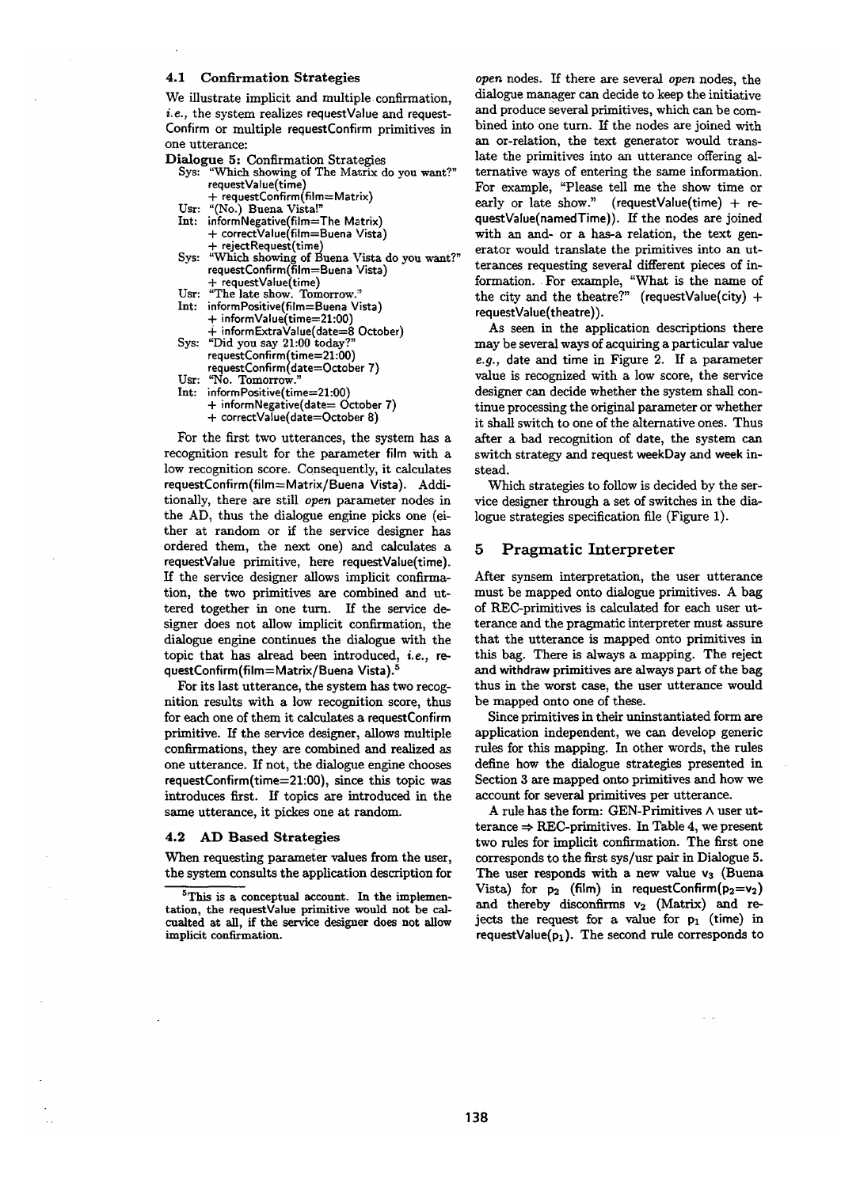### 4.1 Confirmation Strategies

We illustrate implicit and multiple confirmation, *i.e.*, the system realizes requestValue and requestConfirm or multiple requestConfirm primitives in one utterance:

**Dialogue 5:** Confirmation Strategies

Sys: "Which showing of The Matrix do you want?"
requestValue(time)
+ requestConfirm(film=Matrix)

Usr: "(No.) Buena Vista!"

Int: informNegative(film=The Matrix)
+ correctValue(film=Buena Vista)
+ rejectRequest(time)

Sys: "Which showing of Buena Vista do you want?"
requestConfirm(film=Buena Vista)
+ requestValue(time)

Usr: "The late show. Tomorrow."

Int: informPositive(film=Buena Vista)
+ informValue(time=21:00)
+ informExtraValue(date=8 October)

Sys: "Did you say 21:00 today?"
requestConfirm(time=21:00)
requestConfirm(date=October 7)

Usr: "No. Tomorrow."

Int: informPositive(time=21:00)
+ informNegative(date= October 7)
+ correctValue(date=October 8)

For the first two utterances, the system has a recognition result for the parameter film with a low recognition score. Consequently, it calculates requestConfirm(film=Matrix/Buena Vista). Additionally, there are still *open* parameter nodes in the AD, thus the dialogue engine picks one (either at random or if the service designer has ordered them, the next one) and calculates a requestValue primitive, here requestValue(time). If the service designer allows implicit confirmation, the two primitives are combined and uttered together in one turn. If the service designer does not allow implicit confirmation, the dialogue engine continues the dialogue with the topic that has alread been introduced, *i.e.*, requestConfirm(film=Matrix/Buena Vista).[5]

For its last utterance, the system has two recognition results with a low recognition score, thus for each one of them it calculates a requestConfirm primitive. If the service designer, allows multiple confirmations, they are combined and realized as one utterance. If not, the dialogue engine chooses requestConfirm(time=21:00), since this topic was introduces first. If topics are introduced in the same utterance, it pickes one at random.

### 4.2 AD Based Strategies

When requesting parameter values from the user, the system consults the application description for *open* nodes. If there are several *open* nodes, the dialogue manager can decide to keep the initiative and produce several primitives, which can be combined into one turn. If the nodes are joined with an or-relation, the text generator would translate the primitives into an utterance offering alternative ways of entering the same information. For example, "Please tell me the show time or early or late show." (requestValue(time) + requestValue(namedTime)). If the nodes are joined with an and- or a has-a relation, the text generator would translate the primitives into an utterances requesting several different pieces of information. For example, "What is the name of the city and the theatre?" (requestValue(city) + requestValue(theatre)).

As seen in the application descriptions there may be several ways of acquiring a particular value *e.g.*, date and time in Figure 2. If a parameter value is recognized with a low score, the service designer can decide whether the system shall continue processing the original parameter or whether it shall switch to one of the alternative ones. Thus after a bad recognition of date, the system can switch strategy and request weekDay and week instead.

Which strategies to follow is decided by the service designer through a set of switches in the dialogue strategies specification file (Figure 1).

## 5 Pragmatic Interpreter

After synsem interpretation, the user utterance must be mapped onto dialogue primitives. A bag of REC-primitives is calculated for each user utterance and the pragmatic interpreter must assure that the utterance is mapped onto primitives in this bag. There is always a mapping. The reject and withdraw primitives are always part of the bag thus in the worst case, the user utterance would be mapped onto one of these.

Since primitives in their uninstantiated form are application independent, we can develop generic rules for this mapping. In other words, the rules define how the dialogue strategies presented in Section 3 are mapped onto primitives and how we account for several primitives per utterance.

A rule has the form: GEN-Primitives $\wedge$ user utterance $\Rightarrow$ REC-primitives. In Table 4, we present two rules for implicit confirmation. The first one corresponds to the first sys/usr pair in Dialogue 5. The user responds with a new value $v_3$ (Buena Vista) for $p_2$ (film) in requestConfirm($p_2$=$v_2$) and thereby disconfirms $v_2$ (Matrix) and rejects the request for a value for $p_1$ (time) in requestValue($p_1$). The second rule corresponds to

[5]This is a conceptual account. In the implementation, the requestValue primitive would not be calcualted at all, if the service designer does not allow implicit confirmation.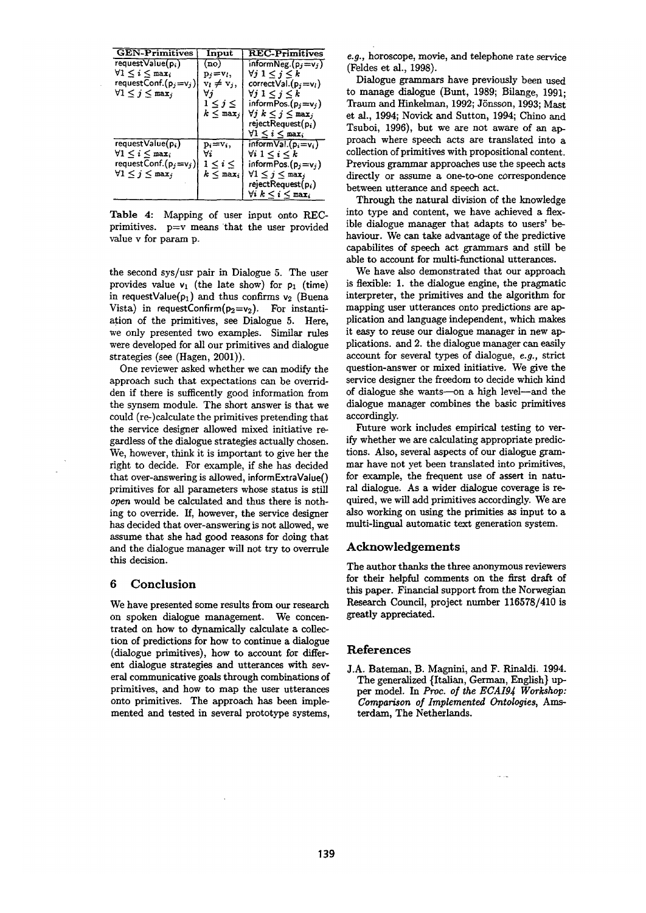| GEN-Primitives | Input | REC-Primitives |
|---|---|---|
| requestValue($p_i$) $\forall 1 \leq i \leq max_i$ requestConf.($p_j$=$v_j$) $\forall 1 \leq j \leq max_j$ | (no) $p_j$=$v_l$, $v_l \neq v_j$, $\forall j$ $1 \leq j \leq$ $k \leq max_j$ | informNeg.($p_j$=$v_j$) $\forall j\ 1 \leq j \leq k$ correctVal.($p_j$=$v_l$) $\forall j\ 1 \leq j \leq k$ informPos.($p_j$=$v_j$) $\forall j\ k \leq j \leq max_j$ rejectRequest($p_i$) $\forall 1 \leq i \leq max_i$ |
| requestValue($p_i$) $\forall 1 \leq i \leq max_i$ requestConf.($p_j$=$v_j$) $\forall 1 \leq j \leq max_j$ | $p_i$=$v_i$, $\forall i$ $1 \leq i \leq$ $k \leq max_i$ | informVal.($p_i$=$v_i$) $\forall i\ 1 \leq i \leq k$ informPos.($p_j$=$v_j$) $\forall 1 \leq j \leq max_j$ rejectRequest($p_i$) $\forall i\ k \leq i \leq max_i$ |

**Table 4:** Mapping of user input onto REC-primitives. p=v means that the user provided value v for param p.

the second sys/usr pair in Dialogue 5. The user provides value $v_1$ (the late show) for $p_1$ (time) in requestValue($p_1$) and thus confirms $v_2$ (Buena Vista) in requestConfirm($p_2$=$v_2$). For instantiation of the primitives, see Dialogue 5. Here, we only presented two examples. Similar rules were developed for all our primitives and dialogue strategies (see (Hagen, 2001)).

One reviewer asked whether we can modify the approach such that expectations can be overridden if there is sufficently good information from the synsem module. The short answer is that we could (re-)calculate the primitives pretending that the service designer allowed mixed initiative regardless of the dialogue strategies actually chosen. We, however, think it is important to give her the right to decide. For example, if she has decided that over-answering is allowed, informExtraValue() primitives for all parameters whose status is still *open* would be calculated and thus there is nothing to override. If, however, the service designer has decided that over-answering is not allowed, we assume that she had good reasons for doing that and the dialogue manager will not try to overrule this decision.

## 6 Conclusion

We have presented some results from our research on spoken dialogue management. We concentrated on how to dynamically calculate a collection of predictions for how to continue a dialogue (dialogue primitives), how to account for different dialogue strategies and utterances with several communicative goals through combinations of primitives, and how to map the user utterances onto primitives. The approach has been implemented and tested in several prototype systems, *e.g.*, horoscope, movie, and telephone rate service (Feldes et al., 1998).

Dialogue grammars have previously been used to manage dialogue (Bunt, 1989; Bilange, 1991; Traum and Hinkelman, 1992; Jönsson, 1993; Mast et al., 1994; Novick and Sutton, 1994; Chino and Tsuboi, 1996), but we are not aware of an approach where speech acts are translated into a collection of primitives with propositional content. Previous grammar approaches use the speech acts directly or assume a one-to-one correspondence between utterance and speech act.

Through the natural division of the knowledge into type and content, we have achieved a flexible dialogue manager that adapts to users' behaviour. We can take advantage of the predictive capabilites of speech act grammars and still be able to account for multi-functional utterances.

We have also demonstrated that our approach is flexible: 1. the dialogue engine, the pragmatic interpreter, the primitives and the algorithm for mapping user utterances onto predictions are application and language independent, which makes it easy to reuse our dialogue manager in new applications. and 2. the dialogue manager can easily account for several types of dialogue, *e.g.*, strict question-answer or mixed initiative. We give the service designer the freedom to decide which kind of dialogue she wants—on a high level—and the dialogue manager combines the basic primitives accordingly.

Future work includes empirical testing to verify whether we are calculating appropriate predictions. Also, several aspects of our dialogue grammar have not yet been translated into primitives, for example, the frequent use of assert in natural dialogue. As a wider dialogue coverage is required, we will add primitives accordingly. We are also working on using the primities as input to a multi-lingual automatic text generation system.

## Acknowledgements

The author thanks the three anonymous reviewers for their helpful comments on the first draft of this paper. Financial support from the Norwegian Research Council, project number 116578/410 is greatly appreciated.

## References

J.A. Bateman, B. Magnini, and F. Rinaldi. 1994. The generalized {Italian, German, English} upper model. In *Proc. of the ECAI94 Workshop: Comparison of Implemented Ontologies*, Amsterdam, The Netherlands.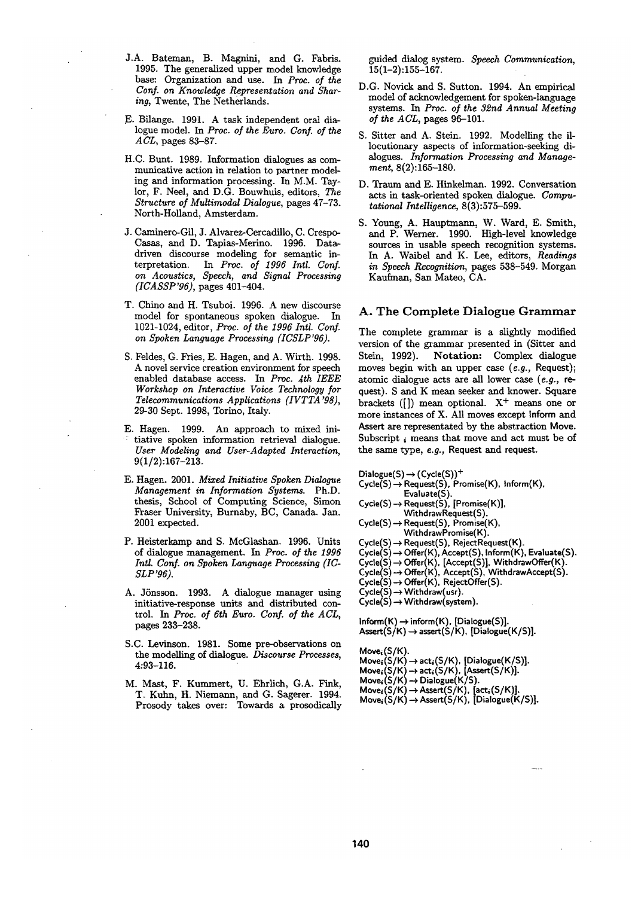J.A. Bateman, B. Magnini, and G. Fabris. 1995. The generalized upper model knowledge base: Organization and use. In *Proc. of the Conf. on Knowledge Representation and Sharing*, Twente, The Netherlands.

E. Bilange. 1991. A task independent oral dialogue model. In *Proc. of the Euro. Conf. of the ACL*, pages 83–87.

H.C. Bunt. 1989. Information dialogues as communicative action in relation to partner modeling and information processing. In M.M. Taylor, F. Neel, and D.G. Bouwhuis, editors, *The Structure of Multimodal Dialogue*, pages 47–73. North-Holland, Amsterdam.

J. Caminero-Gil, J. Alvarez-Cercadillo, C. Crespo-Casas, and D. Tapias-Merino. 1996. Data-driven discourse modeling for semantic interpretation. In *Proc. of 1996 Intl. Conf. on Acoustics, Speech, and Signal Processing (ICASSP'96)*, pages 401–404.

T. Chino and H. Tsuboi. 1996. A new discourse model for spontaneous spoken dialogue. In 1021-1024, editor, *Proc. of the 1996 Intl. Conf. on Spoken Language Processing (ICSLP'96)*.

S. Feldes, G. Fries, E. Hagen, and A. Wirth. 1998. A novel service creation environment for speech enabled database access. In *Proc. 4th IEEE Workshop on Interactive Voice Technology for Telecommunications Applications (IVTTA'98)*, 29-30 Sept. 1998, Torino, Italy.

E. Hagen. 1999. An approach to mixed initiative spoken information retrieval dialogue. *User Modeling and User-Adapted Interaction*, 9(1/2):167–213.

E. Hagen. 2001. *Mixed Initiative Spoken Dialogue Management in Information Systems*. Ph.D. thesis, School of Computing Science, Simon Fraser University, Burnaby, BC, Canada. Jan. 2001 expected.

P. Heisterkamp and S. McGlashan. 1996. Units of dialogue management. In *Proc. of the 1996 Intl. Conf. on Spoken Language Processing (ICSLP'96)*.

A. Jönsson. 1993. A dialogue manager using initiative-response units and distributed control. In *Proc. of 6th Euro. Conf. of the ACL*, pages 233–238.

S.C. Levinson. 1981. Some pre-observations on the modelling of dialogue. *Discourse Processes*, 4:93–116.

M. Mast, F. Kummert, U. Ehrlich, G.A. Fink, T. Kuhn, H. Niemann, and G. Sagerer. 1994. Prosody takes over: Towards a prosodically guided dialog system. *Speech Communication*, 15(1–2):155–167.

D.G. Novick and S. Sutton. 1994. An empirical model of acknowledgement for spoken-language systems. In *Proc. of the 32nd Annual Meeting of the ACL*, pages 96–101.

S. Sitter and A. Stein. 1992. Modelling the illocutionary aspects of information-seeking dialogues. *Information Processing and Management*, 8(2):165–180.

D. Traum and E. Hinkelman. 1992. Conversation acts in task-oriented spoken dialogue. *Computational Intelligence*, 8(3):575–599.

S. Young, A. Hauptmann, W. Ward, E. Smith, and P. Werner. 1990. High-level knowledge sources in usable speech recognition systems. In A. Waibel and K. Lee, editors, *Readings in Speech Recognition*, pages 538–549. Morgan Kaufman, San Mateo, CA.

## A. The Complete Dialogue Grammar

The complete grammar is a slightly modified version of the grammar presented in (Sitter and Stein, 1992). **Notation:** Complex dialogue moves begin with an upper case (*e.g.*, Request); atomic dialogue acts are all lower case (*e.g.*, request). S and K mean seeker and knower. Square brackets ([]) mean optional. $X^+$ means one or more instances of X. All moves except Inform and Assert are representated by the abstraction Move. Subscript $_i$ means that move and act must be of the same type, *e.g.*, Request and request.

Dialogue(S) → $(\text{Cycle(S)})^+$
Cycle(S) → Request(S), Promise(K), Inform(K), Evaluate(S).
Cycle(S) → Request(S), [Promise(K)], WithdrawRequest(S).
Cycle(S) → Request(S), Promise(K), WithdrawPromise(K).
Cycle(S) → Request(S), RejectRequest(K).
Cycle(S) → Offer(K), Accept(S), Inform(K), Evaluate(S).
Cycle(S) → Offer(K), [Accept(S)], WithdrawOffer(K).
Cycle(S) → Offer(K), Accept(S), WithdrawAccept(S).
Cycle(S) → Offer(K), RejectOffer(S).
Cycle(S) → Withdraw(usr).
Cycle(S) → Withdraw(system).

Inform(K) → inform(K), [Dialogue(S)].
Assert(S/K) → assert(S/K), [Dialogue(K/S)].

$\text{Move}_i$(S/K).
$\text{Move}_i$(S/K) → $\text{act}_i$(S/K), [Dialogue(K/S)].
$\text{Move}_i$(S/K) → $\text{act}_i$(S/K), [Assert(S/K)].
$\text{Move}_i$(S/K) → Dialogue(K/S).
$\text{Move}_i$(S/K) → Assert(S/K), [$\text{act}_i$(S/K)].
$\text{Move}_i$(S/K) → Assert(S/K), [Dialogue(K/S)].